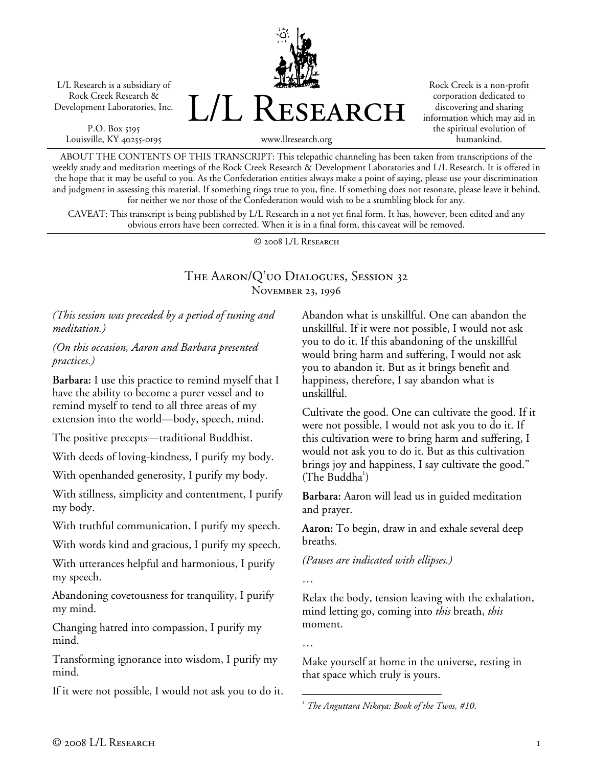L/L Research is a subsidiary of Rock Creek Research & Development Laboratories, Inc.

P.O. Box 5195
Louisville, KY 40255-0195

# L/L Research

www.llresearch.org

Rock Creek is a non-profit corporation dedicated to discovering and sharing information which may aid in the spiritual evolution of humankind.

ABOUT THE CONTENTS OF THIS TRANSCRIPT: This telepathic channeling has been taken from transcriptions of the weekly study and meditation meetings of the Rock Creek Research & Development Laboratories and L/L Research. It is offered in the hope that it may be useful to you. As the Confederation entities always make a point of saying, please use your discrimination and judgment in assessing this material. If something rings true to you, fine. If something does not resonate, please leave it behind, for neither we nor those of the Confederation would wish to be a stumbling block for any.

CAVEAT: This transcript is being published by L/L Research in a not yet final form. It has, however, been edited and any obvious errors have been corrected. When it is in a final form, this caveat will be removed.

© 2008 L/L Research

## The Aaron/Q'uo Dialogues, Session 32
### November 23, 1996

*(This session was preceded by a period of tuning and meditation.)*

*(On this occasion, Aaron and Barbara presented practices.)*

**Barbara:** I use this practice to remind myself that I have the ability to become a purer vessel and to remind myself to tend to all three areas of my extension into the world—body, speech, mind.

The positive precepts—traditional Buddhist.

With deeds of loving-kindness, I purify my body.

With openhanded generosity, I purify my body.

With stillness, simplicity and contentment, I purify my body.

With truthful communication, I purify my speech.

With words kind and gracious, I purify my speech.

With utterances helpful and harmonious, I purify my speech.

Abandoning covetousness for tranquility, I purify my mind.

Changing hatred into compassion, I purify my mind.

Transforming ignorance into wisdom, I purify my mind.

If it were not possible, I would not ask you to do it. Abandon what is unskillful. One can abandon the unskillful. If it were not possible, I would not ask you to do it. If this abandoning of the unskillful would bring harm and suffering, I would not ask you to abandon it. But as it brings benefit and happiness, therefore, I say abandon what is unskillful.

Cultivate the good. One can cultivate the good. If it were not possible, I would not ask you to do it. If this cultivation were to bring harm and suffering, I would not ask you to do it. But as this cultivation brings joy and happiness, I say cultivate the good." (The Buddha[1])

**Barbara:** Aaron will lead us in guided meditation and prayer.

**Aaron:** To begin, draw in and exhale several deep breaths.

*(Pauses are indicated with ellipses.)*

…

Relax the body, tension leaving with the exhalation, mind letting go, coming into *this* breath, *this* moment.

…

Make yourself at home in the universe, resting in that space which truly is yours.

[1] *The Anguttara Nikaya: Book of the Twos, #10.*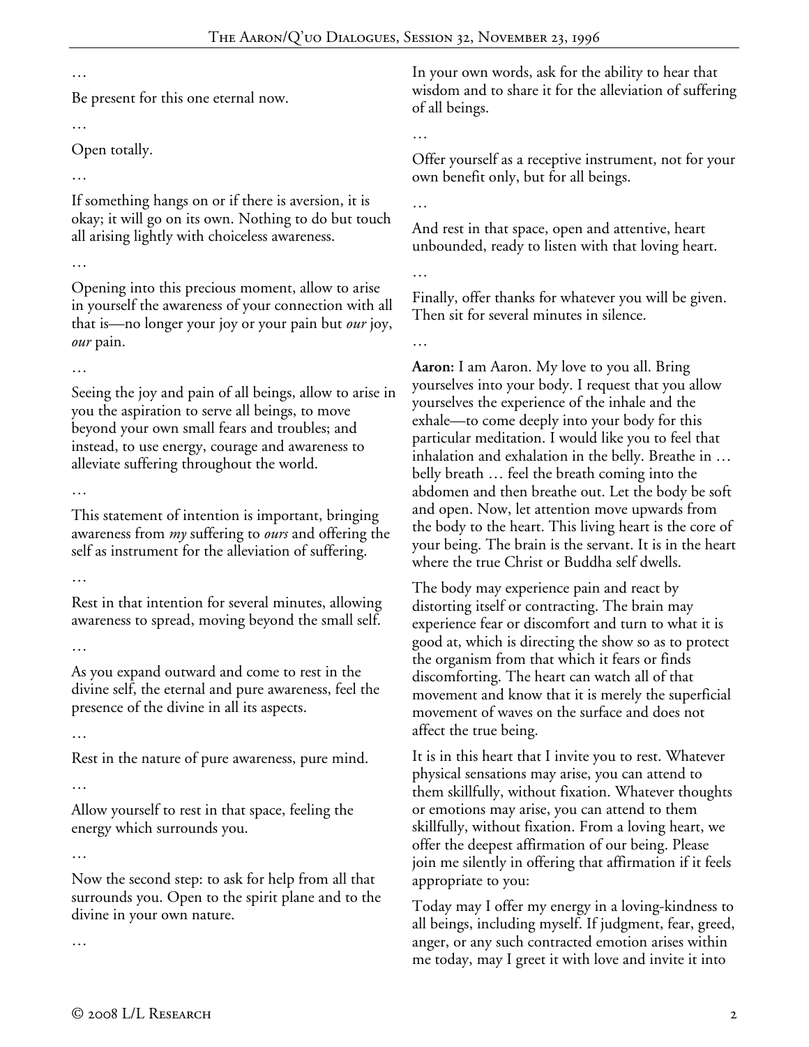…

Be present for this one eternal now.

…

Open totally.

…

If something hangs on or if there is aversion, it is okay; it will go on its own. Nothing to do but touch all arising lightly with choiceless awareness.

…

Opening into this precious moment, allow to arise in yourself the awareness of your connection with all that is—no longer your joy or your pain but *our* joy, *our* pain.

…

Seeing the joy and pain of all beings, allow to arise in you the aspiration to serve all beings, to move beyond your own small fears and troubles; and instead, to use energy, courage and awareness to alleviate suffering throughout the world.

…

This statement of intention is important, bringing awareness from *my* suffering to *ours* and offering the self as instrument for the alleviation of suffering.

…

Rest in that intention for several minutes, allowing awareness to spread, moving beyond the small self.

…

As you expand outward and come to rest in the divine self, the eternal and pure awareness, feel the presence of the divine in all its aspects.

…

Rest in the nature of pure awareness, pure mind.

…

Allow yourself to rest in that space, feeling the energy which surrounds you.

…

Now the second step: to ask for help from all that surrounds you. Open to the spirit plane and to the divine in your own nature.

…

In your own words, ask for the ability to hear that wisdom and to share it for the alleviation of suffering of all beings.

…

Offer yourself as a receptive instrument, not for your own benefit only, but for all beings.

…

And rest in that space, open and attentive, heart unbounded, ready to listen with that loving heart.

…

Finally, offer thanks for whatever you will be given. Then sit for several minutes in silence.

…

**Aaron:** I am Aaron. My love to you all. Bring yourselves into your body. I request that you allow yourselves the experience of the inhale and the exhale—to come deeply into your body for this particular meditation. I would like you to feel that inhalation and exhalation in the belly. Breathe in … belly breath … feel the breath coming into the abdomen and then breathe out. Let the body be soft and open. Now, let attention move upwards from the body to the heart. This living heart is the core of your being. The brain is the servant. It is in the heart where the true Christ or Buddha self dwells.

The body may experience pain and react by distorting itself or contracting. The brain may experience fear or discomfort and turn to what it is good at, which is directing the show so as to protect the organism from that which it fears or finds discomforting. The heart can watch all of that movement and know that it is merely the superficial movement of waves on the surface and does not affect the true being.

It is in this heart that I invite you to rest. Whatever physical sensations may arise, you can attend to them skillfully, without fixation. Whatever thoughts or emotions may arise, you can attend to them skillfully, without fixation. From a loving heart, we offer the deepest affirmation of our being. Please join me silently in offering that affirmation if it feels appropriate to you:

Today may I offer my energy in a loving-kindness to all beings, including myself. If judgment, fear, greed, anger, or any such contracted emotion arises within me today, may I greet it with love and invite it into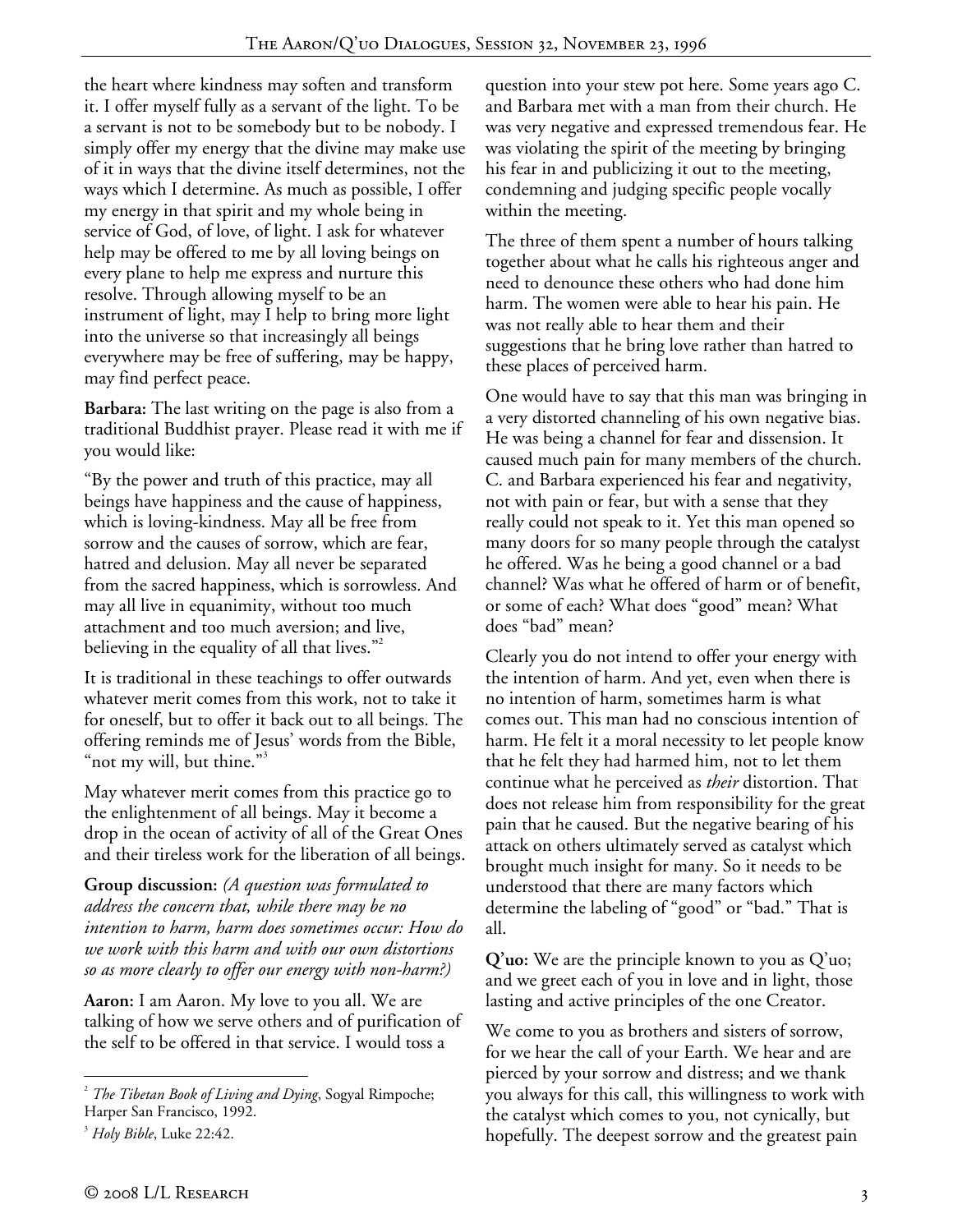the heart where kindness may soften and transform it. I offer myself fully as a servant of the light. To be a servant is not to be somebody but to be nobody. I simply offer my energy that the divine may make use of it in ways that the divine itself determines, not the ways which I determine. As much as possible, I offer my energy in that spirit and my whole being in service of God, of love, of light. I ask for whatever help may be offered to me by all loving beings on every plane to help me express and nurture this resolve. Through allowing myself to be an instrument of light, may I help to bring more light into the universe so that increasingly all beings everywhere may be free of suffering, may be happy, may find perfect peace.

**Barbara:** The last writing on the page is also from a traditional Buddhist prayer. Please read it with me if you would like:

"By the power and truth of this practice, may all beings have happiness and the cause of happiness, which is loving-kindness. May all be free from sorrow and the causes of sorrow, which are fear, hatred and delusion. May all never be separated from the sacred happiness, which is sorrowless. And may all live in equanimity, without too much attachment and too much aversion; and live, believing in the equality of all that lives."[2]

It is traditional in these teachings to offer outwards whatever merit comes from this work, not to take it for oneself, but to offer it back out to all beings. The offering reminds me of Jesus' words from the Bible, "not my will, but thine."[3]

May whatever merit comes from this practice go to the enlightenment of all beings. May it become a drop in the ocean of activity of all of the Great Ones and their tireless work for the liberation of all beings.

**Group discussion:** *(A question was formulated to address the concern that, while there may be no intention to harm, harm does sometimes occur: How do we work with this harm and with our own distortions so as more clearly to offer our energy with non-harm?)*

**Aaron:** I am Aaron. My love to you all. We are talking of how we serve others and of purification of the self to be offered in that service. I would toss a question into your stew pot here. Some years ago C. and Barbara met with a man from their church. He was very negative and expressed tremendous fear. He was violating the spirit of the meeting by bringing his fear in and publicizing it out to the meeting, condemning and judging specific people vocally within the meeting.

The three of them spent a number of hours talking together about what he calls his righteous anger and need to denounce these others who had done him harm. The women were able to hear his pain. He was not really able to hear them and their suggestions that he bring love rather than hatred to these places of perceived harm.

One would have to say that this man was bringing in a very distorted channeling of his own negative bias. He was being a channel for fear and dissension. It caused much pain for many members of the church. C. and Barbara experienced his fear and negativity, not with pain or fear, but with a sense that they really could not speak to it. Yet this man opened so many doors for so many people through the catalyst he offered. Was he being a good channel or a bad channel? Was what he offered of harm or of benefit, or some of each? What does "good" mean? What does "bad" mean?

Clearly you do not intend to offer your energy with the intention of harm. And yet, even when there is no intention of harm, sometimes harm is what comes out. This man had no conscious intention of harm. He felt it a moral necessity to let people know that he felt they had harmed him, not to let them continue what he perceived as *their* distortion. That does not release him from responsibility for the great pain that he caused. But the negative bearing of his attack on others ultimately served as catalyst which brought much insight for many. So it needs to be understood that there are many factors which determine the labeling of "good" or "bad." That is all.

**Q'uo:** We are the principle known to you as Q'uo; and we greet each of you in love and in light, those lasting and active principles of the one Creator.

We come to you as brothers and sisters of sorrow, for we hear the call of your Earth. We hear and are pierced by your sorrow and distress; and we thank you always for this call, this willingness to work with the catalyst which comes to you, not cynically, but hopefully. The deepest sorrow and the greatest pain

---

[2] *The Tibetan Book of Living and Dying*, Sogyal Rimpoche; Harper San Francisco, 1992.

[3] *Holy Bible*, Luke 22:42.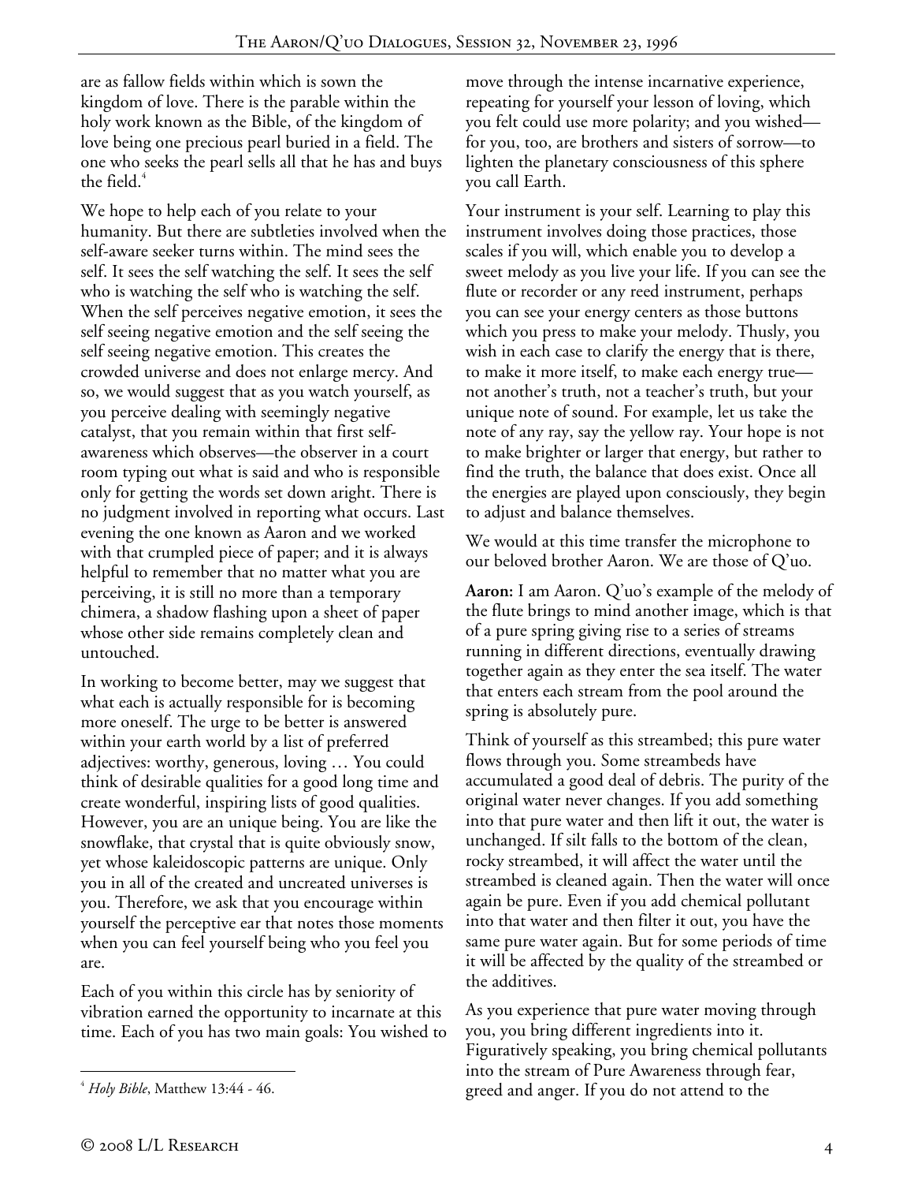are as fallow fields within which is sown the kingdom of love. There is the parable within the holy work known as the Bible, of the kingdom of love being one precious pearl buried in a field. The one who seeks the pearl sells all that he has and buys the field.[4]

We hope to help each of you relate to your humanity. But there are subtleties involved when the self-aware seeker turns within. The mind sees the self. It sees the self watching the self. It sees the self who is watching the self who is watching the self. When the self perceives negative emotion, it sees the self seeing negative emotion and the self seeing the self seeing negative emotion. This creates the crowded universe and does not enlarge mercy. And so, we would suggest that as you watch yourself, as you perceive dealing with seemingly negative catalyst, that you remain within that first self-awareness which observes—the observer in a court room typing out what is said and who is responsible only for getting the words set down aright. There is no judgment involved in reporting what occurs. Last evening the one known as Aaron and we worked with that crumpled piece of paper; and it is always helpful to remember that no matter what you are perceiving, it is still no more than a temporary chimera, a shadow flashing upon a sheet of paper whose other side remains completely clean and untouched.

In working to become better, may we suggest that what each is actually responsible for is becoming more oneself. The urge to be better is answered within your earth world by a list of preferred adjectives: worthy, generous, loving … You could think of desirable qualities for a good long time and create wonderful, inspiring lists of good qualities. However, you are an unique being. You are like the snowflake, that crystal that is quite obviously snow, yet whose kaleidoscopic patterns are unique. Only you in all of the created and uncreated universes is you. Therefore, we ask that you encourage within yourself the perceptive ear that notes those moments when you can feel yourself being who you feel you are.

Each of you within this circle has by seniority of vibration earned the opportunity to incarnate at this time. Each of you has two main goals: You wished to move through the intense incarnative experience, repeating for yourself your lesson of loving, which you felt could use more polarity; and you wished—for you, too, are brothers and sisters of sorrow—to lighten the planetary consciousness of this sphere you call Earth.

Your instrument is your self. Learning to play this instrument involves doing those practices, those scales if you will, which enable you to develop a sweet melody as you live your life. If you can see the flute or recorder or any reed instrument, perhaps you can see your energy centers as those buttons which you press to make your melody. Thusly, you wish in each case to clarify the energy that is there, to make it more itself, to make each energy true—not another's truth, not a teacher's truth, but your unique note of sound. For example, let us take the note of any ray, say the yellow ray. Your hope is not to make brighter or larger that energy, but rather to find the truth, the balance that does exist. Once all the energies are played upon consciously, they begin to adjust and balance themselves.

We would at this time transfer the microphone to our beloved brother Aaron. We are those of Q'uo.

**Aaron:** I am Aaron. Q'uo's example of the melody of the flute brings to mind another image, which is that of a pure spring giving rise to a series of streams running in different directions, eventually drawing together again as they enter the sea itself. The water that enters each stream from the pool around the spring is absolutely pure.

Think of yourself as this streambed; this pure water flows through you. Some streambeds have accumulated a good deal of debris. The purity of the original water never changes. If you add something into that pure water and then lift it out, the water is unchanged. If silt falls to the bottom of the clean, rocky streambed, it will affect the water until the streambed is cleaned again. Then the water will once again be pure. Even if you add chemical pollutant into that water and then filter it out, you have the same pure water again. But for some periods of time it will be affected by the quality of the streambed or the additives.

As you experience that pure water moving through you, you bring different ingredients into it. Figuratively speaking, you bring chemical pollutants into the stream of Pure Awareness through fear, greed and anger. If you do not attend to the

[4] *Holy Bible*, Matthew 13:44 - 46.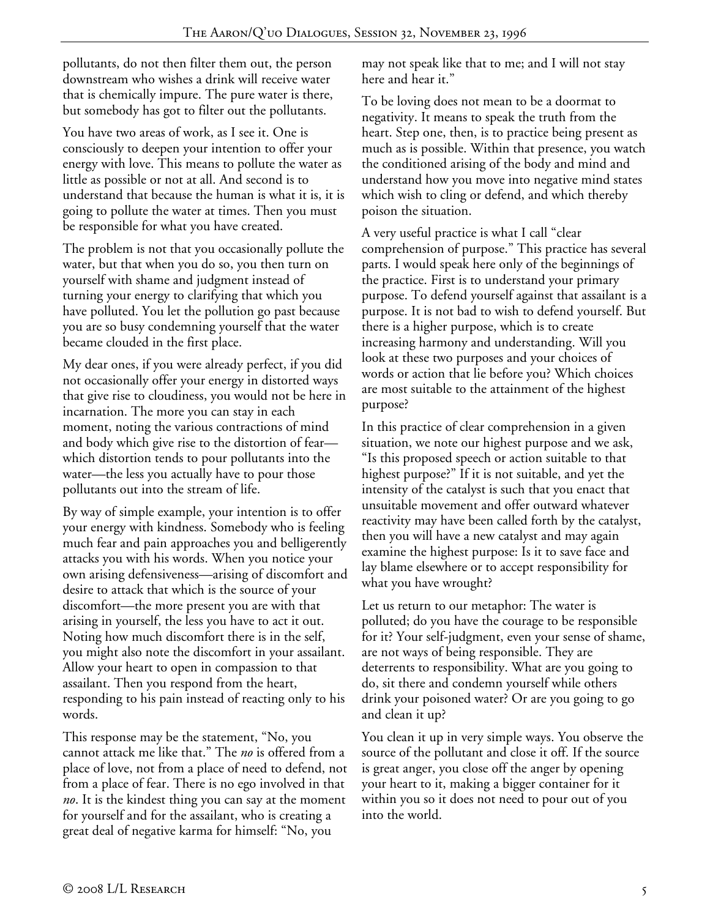pollutants, do not then filter them out, the person downstream who wishes a drink will receive water that is chemically impure. The pure water is there, but somebody has got to filter out the pollutants.

You have two areas of work, as I see it. One is consciously to deepen your intention to offer your energy with love. This means to pollute the water as little as possible or not at all. And second is to understand that because the human is what it is, it is going to pollute the water at times. Then you must be responsible for what you have created.

The problem is not that you occasionally pollute the water, but that when you do so, you then turn on yourself with shame and judgment instead of turning your energy to clarifying that which you have polluted. You let the pollution go past because you are so busy condemning yourself that the water became clouded in the first place.

My dear ones, if you were already perfect, if you did not occasionally offer your energy in distorted ways that give rise to cloudiness, you would not be here in incarnation. The more you can stay in each moment, noting the various contractions of mind and body which give rise to the distortion of fear—which distortion tends to pour pollutants into the water—the less you actually have to pour those pollutants out into the stream of life.

By way of simple example, your intention is to offer your energy with kindness. Somebody who is feeling much fear and pain approaches you and belligerently attacks you with his words. When you notice your own arising defensiveness—arising of discomfort and desire to attack that which is the source of your discomfort—the more present you are with that arising in yourself, the less you have to act it out. Noting how much discomfort there is in the self, you might also note the discomfort in your assailant. Allow your heart to open in compassion to that assailant. Then you respond from the heart, responding to his pain instead of reacting only to his words.

This response may be the statement, "No, you cannot attack me like that." The *no* is offered from a place of love, not from a place of need to defend, not from a place of fear. There is no ego involved in that *no*. It is the kindest thing you can say at the moment for yourself and for the assailant, who is creating a great deal of negative karma for himself: "No, you may not speak like that to me; and I will not stay here and hear it."

To be loving does not mean to be a doormat to negativity. It means to speak the truth from the heart. Step one, then, is to practice being present as much as is possible. Within that presence, you watch the conditioned arising of the body and mind and understand how you move into negative mind states which wish to cling or defend, and which thereby poison the situation.

A very useful practice is what I call "clear comprehension of purpose." This practice has several parts. I would speak here only of the beginnings of the practice. First is to understand your primary purpose. To defend yourself against that assailant is a purpose. It is not bad to wish to defend yourself. But there is a higher purpose, which is to create increasing harmony and understanding. Will you look at these two purposes and your choices of words or action that lie before you? Which choices are most suitable to the attainment of the highest purpose?

In this practice of clear comprehension in a given situation, we note our highest purpose and we ask, "Is this proposed speech or action suitable to that highest purpose?" If it is not suitable, and yet the intensity of the catalyst is such that you enact that unsuitable movement and offer outward whatever reactivity may have been called forth by the catalyst, then you will have a new catalyst and may again examine the highest purpose: Is it to save face and lay blame elsewhere or to accept responsibility for what you have wrought?

Let us return to our metaphor: The water is polluted; do you have the courage to be responsible for it? Your self-judgment, even your sense of shame, are not ways of being responsible. They are deterrents to responsibility. What are you going to do, sit there and condemn yourself while others drink your poisoned water? Or are you going to go and clean it up?

You clean it up in very simple ways. You observe the source of the pollutant and close it off. If the source is great anger, you close off the anger by opening your heart to it, making a bigger container for it within you so it does not need to pour out of you into the world.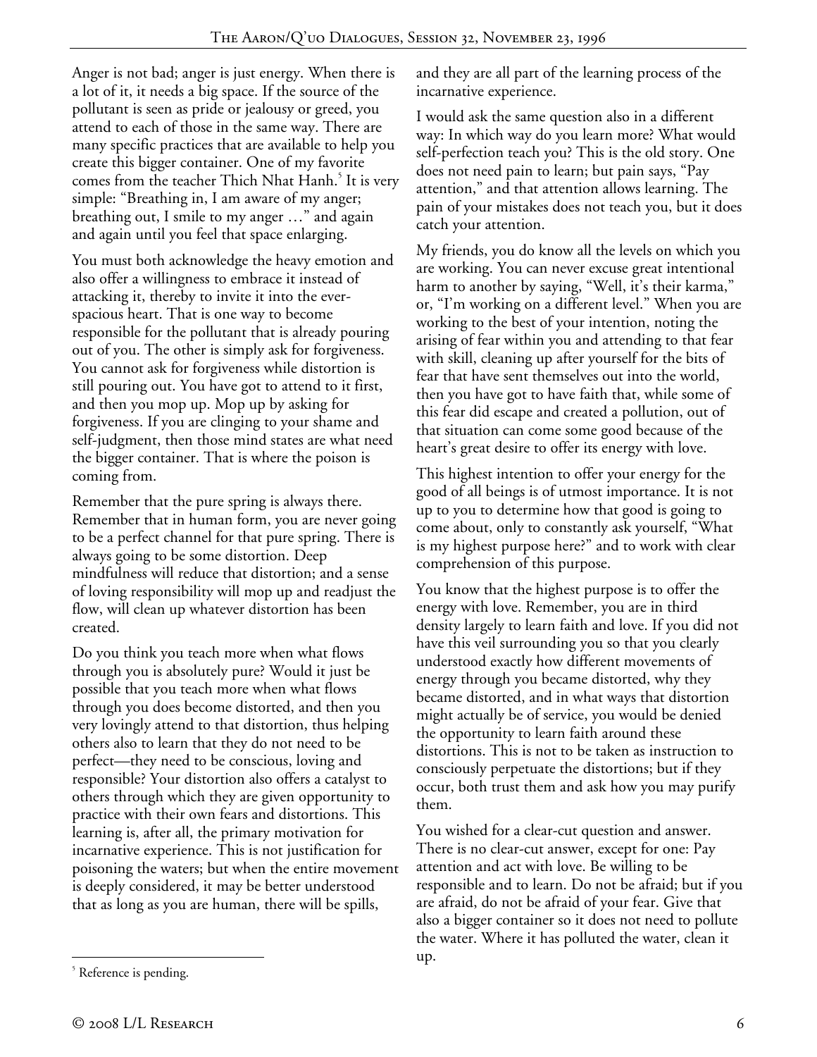Anger is not bad; anger is just energy. When there is a lot of it, it needs a big space. If the source of the pollutant is seen as pride or jealousy or greed, you attend to each of those in the same way. There are many specific practices that are available to help you create this bigger container. One of my favorite comes from the teacher Thich Nhat Hanh.[5] It is very simple: "Breathing in, I am aware of my anger; breathing out, I smile to my anger …" and again and again until you feel that space enlarging.

You must both acknowledge the heavy emotion and also offer a willingness to embrace it instead of attacking it, thereby to invite it into the ever-spacious heart. That is one way to become responsible for the pollutant that is already pouring out of you. The other is simply ask for forgiveness. You cannot ask for forgiveness while distortion is still pouring out. You have got to attend to it first, and then you mop up. Mop up by asking for forgiveness. If you are clinging to your shame and self-judgment, then those mind states are what need the bigger container. That is where the poison is coming from.

Remember that the pure spring is always there. Remember that in human form, you are never going to be a perfect channel for that pure spring. There is always going to be some distortion. Deep mindfulness will reduce that distortion; and a sense of loving responsibility will mop up and readjust the flow, will clean up whatever distortion has been created.

Do you think you teach more when what flows through you is absolutely pure? Would it just be possible that you teach more when what flows through you does become distorted, and then you very lovingly attend to that distortion, thus helping others also to learn that they do not need to be perfect—they need to be conscious, loving and responsible? Your distortion also offers a catalyst to others through which they are given opportunity to practice with their own fears and distortions. This learning is, after all, the primary motivation for incarnative experience. This is not justification for poisoning the waters; but when the entire movement is deeply considered, it may be better understood that as long as you are human, there will be spills, and they are all part of the learning process of the incarnative experience.

I would ask the same question also in a different way: In which way do you learn more? What would self-perfection teach you? This is the old story. One does not need pain to learn; but pain says, "Pay attention," and that attention allows learning. The pain of your mistakes does not teach you, but it does catch your attention.

My friends, you do know all the levels on which you are working. You can never excuse great intentional harm to another by saying, "Well, it's their karma," or, "I'm working on a different level." When you are working to the best of your intention, noting the arising of fear within you and attending to that fear with skill, cleaning up after yourself for the bits of fear that have sent themselves out into the world, then you have got to have faith that, while some of this fear did escape and created a pollution, out of that situation can come some good because of the heart's great desire to offer its energy with love.

This highest intention to offer your energy for the good of all beings is of utmost importance. It is not up to you to determine how that good is going to come about, only to constantly ask yourself, "What is my highest purpose here?" and to work with clear comprehension of this purpose.

You know that the highest purpose is to offer the energy with love. Remember, you are in third density largely to learn faith and love. If you did not have this veil surrounding you so that you clearly understood exactly how different movements of energy through you became distorted, why they became distorted, and in what ways that distortion might actually be of service, you would be denied the opportunity to learn faith around these distortions. This is not to be taken as instruction to consciously perpetuate the distortions; but if they occur, both trust them and ask how you may purify them.

You wished for a clear-cut question and answer. There is no clear-cut answer, except for one: Pay attention and act with love. Be willing to be responsible and to learn. Do not be afraid; but if you are afraid, do not be afraid of your fear. Give that also a bigger container so it does not need to pollute the water. Where it has polluted the water, clean it up.

---

[5] Reference is pending.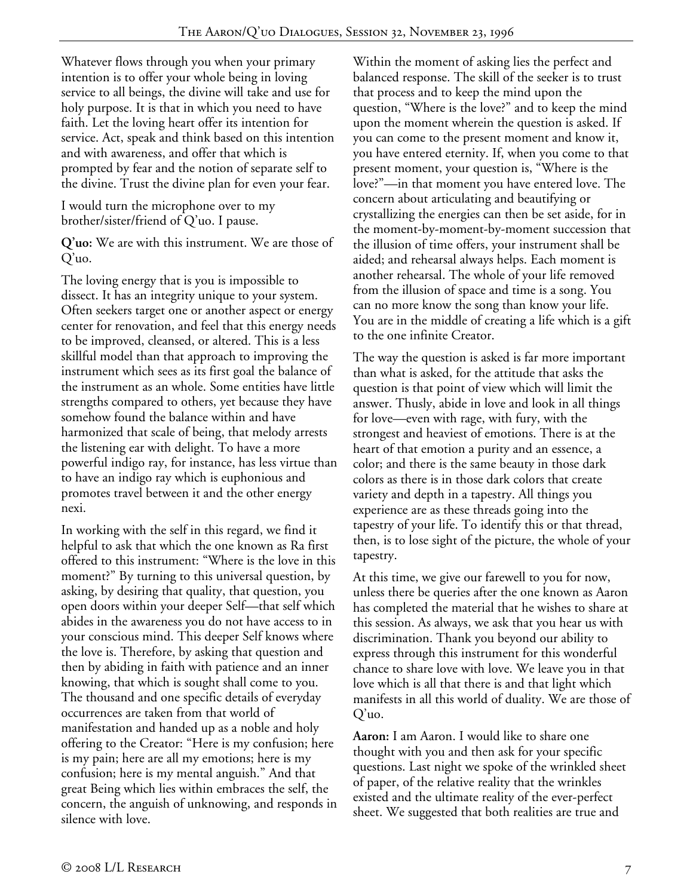Whatever flows through you when your primary intention is to offer your whole being in loving service to all beings, the divine will take and use for holy purpose. It is that in which you need to have faith. Let the loving heart offer its intention for service. Act, speak and think based on this intention and with awareness, and offer that which is prompted by fear and the notion of separate self to the divine. Trust the divine plan for even your fear.

I would turn the microphone over to my brother/sister/friend of Q'uo. I pause.

**Q'uo:** We are with this instrument. We are those of Q'uo.

The loving energy that is you is impossible to dissect. It has an integrity unique to your system. Often seekers target one or another aspect or energy center for renovation, and feel that this energy needs to be improved, cleansed, or altered. This is a less skillful model than that approach to improving the instrument which sees as its first goal the balance of the instrument as an whole. Some entities have little strengths compared to others, yet because they have somehow found the balance within and have harmonized that scale of being, that melody arrests the listening ear with delight. To have a more powerful indigo ray, for instance, has less virtue than to have an indigo ray which is euphonious and promotes travel between it and the other energy nexi.

In working with the self in this regard, we find it helpful to ask that which the one known as Ra first offered to this instrument: "Where is the love in this moment?" By turning to this universal question, by asking, by desiring that quality, that question, you open doors within your deeper Self—that self which abides in the awareness you do not have access to in your conscious mind. This deeper Self knows where the love is. Therefore, by asking that question and then by abiding in faith with patience and an inner knowing, that which is sought shall come to you. The thousand and one specific details of everyday occurrences are taken from that world of manifestation and handed up as a noble and holy offering to the Creator: "Here is my confusion; here is my pain; here are all my emotions; here is my confusion; here is my mental anguish." And that great Being which lies within embraces the self, the concern, the anguish of unknowing, and responds in silence with love.

Within the moment of asking lies the perfect and balanced response. The skill of the seeker is to trust that process and to keep the mind upon the question, "Where is the love?" and to keep the mind upon the moment wherein the question is asked. If you can come to the present moment and know it, you have entered eternity. If, when you come to that present moment, your question is, "Where is the love?"—in that moment you have entered love. The concern about articulating and beautifying or crystallizing the energies can then be set aside, for in the moment-by-moment-by-moment succession that the illusion of time offers, your instrument shall be aided; and rehearsal always helps. Each moment is another rehearsal. The whole of your life removed from the illusion of space and time is a song. You can no more know the song than know your life. You are in the middle of creating a life which is a gift to the one infinite Creator.

The way the question is asked is far more important than what is asked, for the attitude that asks the question is that point of view which will limit the answer. Thusly, abide in love and look in all things for love—even with rage, with fury, with the strongest and heaviest of emotions. There is at the heart of that emotion a purity and an essence, a color; and there is the same beauty in those dark colors as there is in those dark colors that create variety and depth in a tapestry. All things you experience are as these threads going into the tapestry of your life. To identify this or that thread, then, is to lose sight of the picture, the whole of your tapestry.

At this time, we give our farewell to you for now, unless there be queries after the one known as Aaron has completed the material that he wishes to share at this session. As always, we ask that you hear us with discrimination. Thank you beyond our ability to express through this instrument for this wonderful chance to share love with love. We leave you in that love which is all that there is and that light which manifests in all this world of duality. We are those of Q'uo.

**Aaron:** I am Aaron. I would like to share one thought with you and then ask for your specific questions. Last night we spoke of the wrinkled sheet of paper, of the relative reality that the wrinkles existed and the ultimate reality of the ever-perfect sheet. We suggested that both realities are true and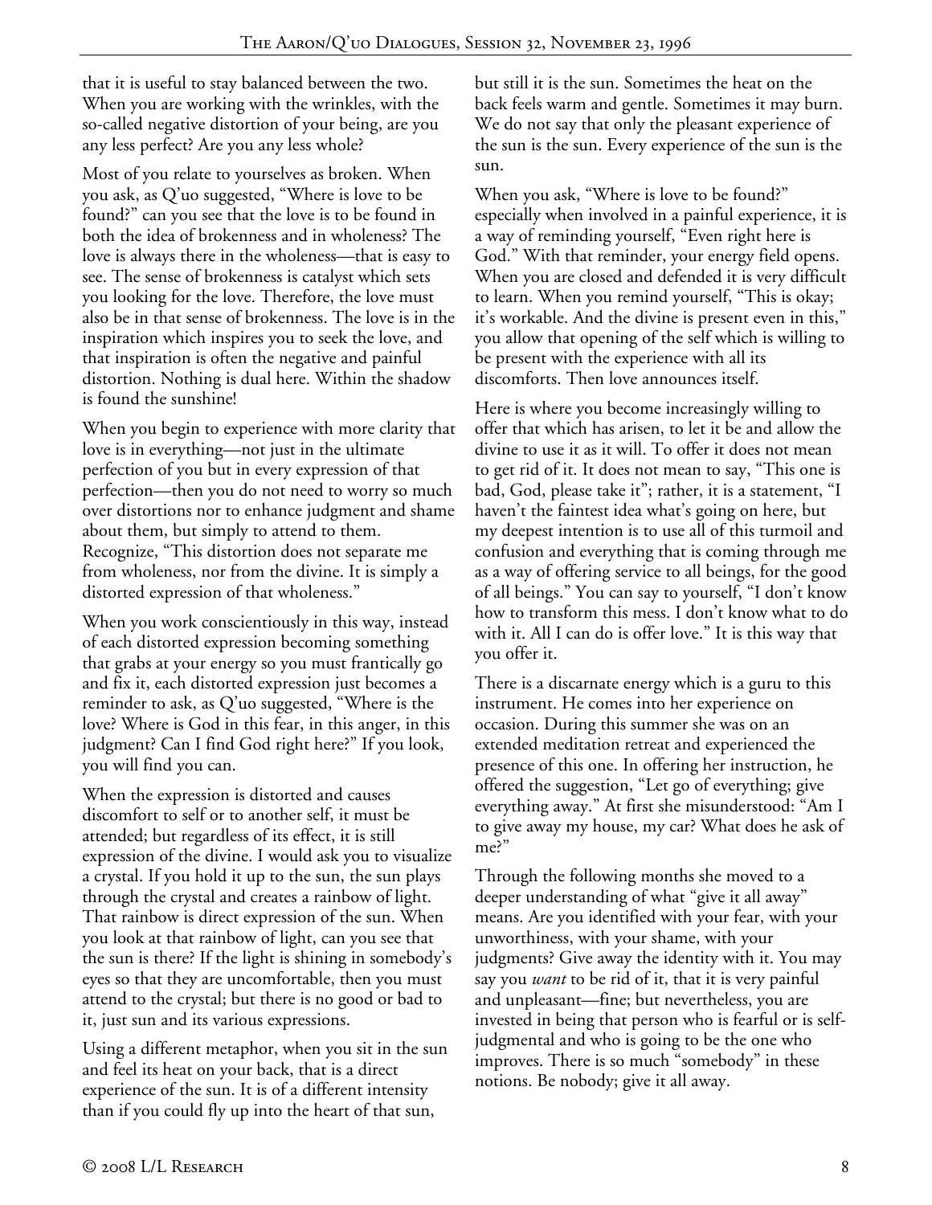that it is useful to stay balanced between the two. When you are working with the wrinkles, with the so-called negative distortion of your being, are you any less perfect? Are you any less whole?

Most of you relate to yourselves as broken. When you ask, as Q'uo suggested, "Where is love to be found?" can you see that the love is to be found in both the idea of brokenness and in wholeness? The love is always there in the wholeness—that is easy to see. The sense of brokenness is catalyst which sets you looking for the love. Therefore, the love must also be in that sense of brokenness. The love is in the inspiration which inspires you to seek the love, and that inspiration is often the negative and painful distortion. Nothing is dual here. Within the shadow is found the sunshine!

When you begin to experience with more clarity that love is in everything—not just in the ultimate perfection of you but in every expression of that perfection—then you do not need to worry so much over distortions nor to enhance judgment and shame about them, but simply to attend to them. Recognize, "This distortion does not separate me from wholeness, nor from the divine. It is simply a distorted expression of that wholeness."

When you work conscientiously in this way, instead of each distorted expression becoming something that grabs at your energy so you must frantically go and fix it, each distorted expression just becomes a reminder to ask, as Q'uo suggested, "Where is the love? Where is God in this fear, in this anger, in this judgment? Can I find God right here?" If you look, you will find you can.

When the expression is distorted and causes discomfort to self or to another self, it must be attended; but regardless of its effect, it is still expression of the divine. I would ask you to visualize a crystal. If you hold it up to the sun, the sun plays through the crystal and creates a rainbow of light. That rainbow is direct expression of the sun. When you look at that rainbow of light, can you see that the sun is there? If the light is shining in somebody's eyes so that they are uncomfortable, then you must attend to the crystal; but there is no good or bad to it, just sun and its various expressions.

Using a different metaphor, when you sit in the sun and feel its heat on your back, that is a direct experience of the sun. It is of a different intensity than if you could fly up into the heart of that sun, but still it is the sun. Sometimes the heat on the back feels warm and gentle. Sometimes it may burn. We do not say that only the pleasant experience of the sun is the sun. Every experience of the sun is the sun.

When you ask, "Where is love to be found?" especially when involved in a painful experience, it is a way of reminding yourself, "Even right here is God." With that reminder, your energy field opens. When you are closed and defended it is very difficult to learn. When you remind yourself, "This is okay; it's workable. And the divine is present even in this," you allow that opening of the self which is willing to be present with the experience with all its discomforts. Then love announces itself.

Here is where you become increasingly willing to offer that which has arisen, to let it be and allow the divine to use it as it will. To offer it does not mean to get rid of it. It does not mean to say, "This one is bad, God, please take it"; rather, it is a statement, "I haven't the faintest idea what's going on here, but my deepest intention is to use all of this turmoil and confusion and everything that is coming through me as a way of offering service to all beings, for the good of all beings." You can say to yourself, "I don't know how to transform this mess. I don't know what to do with it. All I can do is offer love." It is this way that you offer it.

There is a discarnate energy which is a guru to this instrument. He comes into her experience on occasion. During this summer she was on an extended meditation retreat and experienced the presence of this one. In offering her instruction, he offered the suggestion, "Let go of everything; give everything away." At first she misunderstood: "Am I to give away my house, my car? What does he ask of me?"

Through the following months she moved to a deeper understanding of what "give it all away" means. Are you identified with your fear, with your unworthiness, with your shame, with your judgments? Give away the identity with it. You may say you *want* to be rid of it, that it is very painful and unpleasant—fine; but nevertheless, you are invested in being that person who is fearful or is self-judgmental and who is going to be the one who improves. There is so much "somebody" in these notions. Be nobody; give it all away.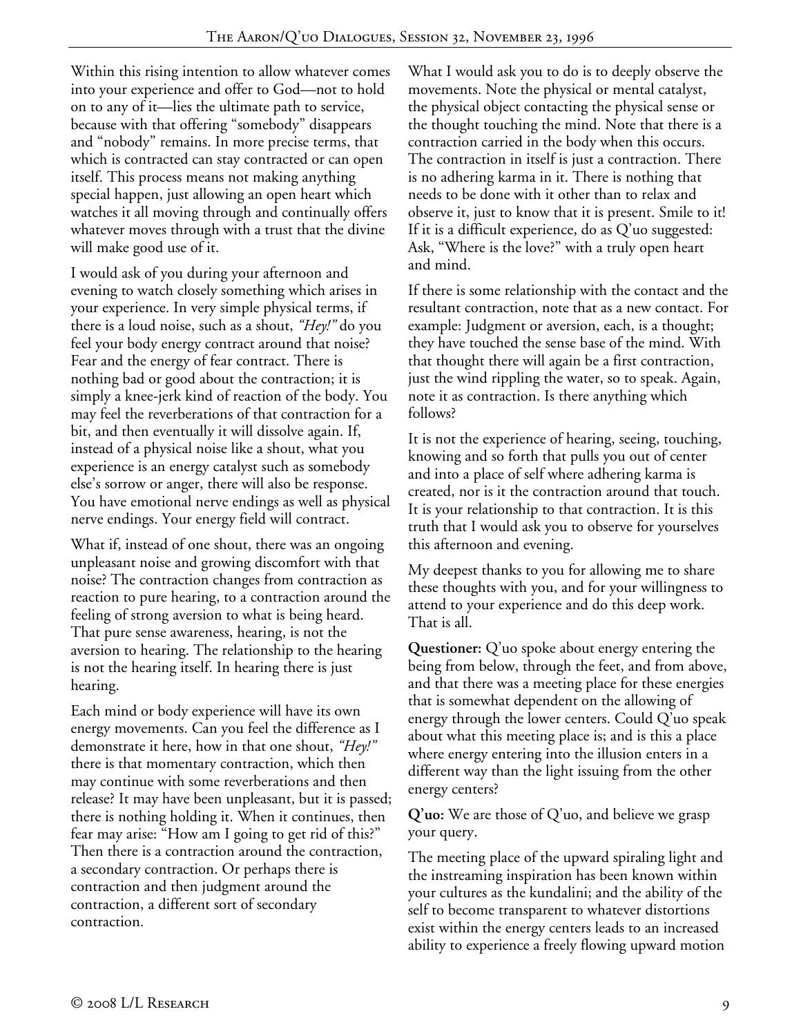Within this rising intention to allow whatever comes into your experience and offer to God—not to hold on to any of it—lies the ultimate path to service, because with that offering "somebody" disappears and "nobody" remains. In more precise terms, that which is contracted can stay contracted or can open itself. This process means not making anything special happen, just allowing an open heart which watches it all moving through and continually offers whatever moves through with a trust that the divine will make good use of it.

I would ask of you during your afternoon and evening to watch closely something which arises in your experience. In very simple physical terms, if there is a loud noise, such as a shout, *"Hey!"* do you feel your body energy contract around that noise? Fear and the energy of fear contract. There is nothing bad or good about the contraction; it is simply a knee-jerk kind of reaction of the body. You may feel the reverberations of that contraction for a bit, and then eventually it will dissolve again. If, instead of a physical noise like a shout, what you experience is an energy catalyst such as somebody else's sorrow or anger, there will also be response. You have emotional nerve endings as well as physical nerve endings. Your energy field will contract.

What if, instead of one shout, there was an ongoing unpleasant noise and growing discomfort with that noise? The contraction changes from contraction as reaction to pure hearing, to a contraction around the feeling of strong aversion to what is being heard. That pure sense awareness, hearing, is not the aversion to hearing. The relationship to the hearing is not the hearing itself. In hearing there is just hearing.

Each mind or body experience will have its own energy movements. Can you feel the difference as I demonstrate it here, how in that one shout, *"Hey!"* there is that momentary contraction, which then may continue with some reverberations and then release? It may have been unpleasant, but it is passed; there is nothing holding it. When it continues, then fear may arise: "How am I going to get rid of this?" Then there is a contraction around the contraction, a secondary contraction. Or perhaps there is contraction and then judgment around the contraction, a different sort of secondary contraction.

What I would ask you to do is to deeply observe the movements. Note the physical or mental catalyst, the physical object contacting the physical sense or the thought touching the mind. Note that there is a contraction carried in the body when this occurs. The contraction in itself is just a contraction. There is no adhering karma in it. There is nothing that needs to be done with it other than to relax and observe it, just to know that it is present. Smile to it! If it is a difficult experience, do as Q'uo suggested: Ask, "Where is the love?" with a truly open heart and mind.

If there is some relationship with the contact and the resultant contraction, note that as a new contact. For example: Judgment or aversion, each, is a thought; they have touched the sense base of the mind. With that thought there will again be a first contraction, just the wind rippling the water, so to speak. Again, note it as contraction. Is there anything which follows?

It is not the experience of hearing, seeing, touching, knowing and so forth that pulls you out of center and into a place of self where adhering karma is created, nor is it the contraction around that touch. It is your relationship to that contraction. It is this truth that I would ask you to observe for yourselves this afternoon and evening.

My deepest thanks to you for allowing me to share these thoughts with you, and for your willingness to attend to your experience and do this deep work. That is all.

**Questioner:** Q'uo spoke about energy entering the being from below, through the feet, and from above, and that there was a meeting place for these energies that is somewhat dependent on the allowing of energy through the lower centers. Could Q'uo speak about what this meeting place is; and is this a place where energy entering into the illusion enters in a different way than the light issuing from the other energy centers?

**Q'uo:** We are those of Q'uo, and believe we grasp your query.

The meeting place of the upward spiraling light and the instreaming inspiration has been known within your cultures as the kundalini; and the ability of the self to become transparent to whatever distortions exist within the energy centers leads to an increased ability to experience a freely flowing upward motion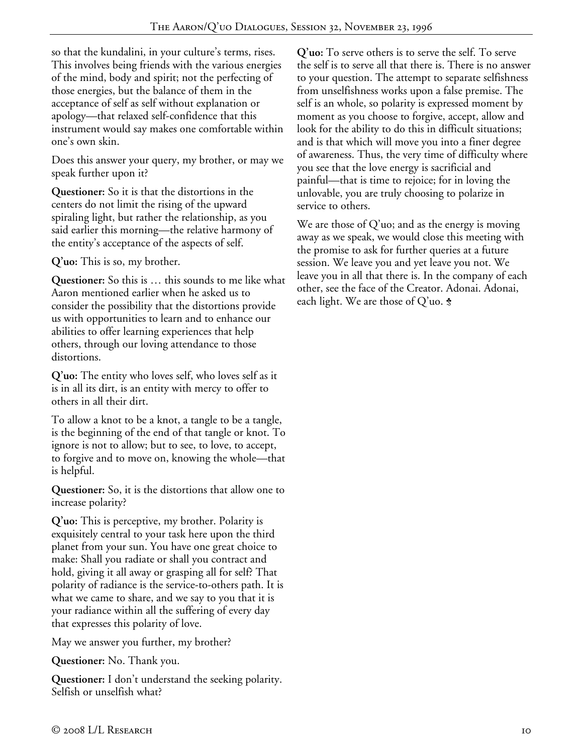so that the kundalini, in your culture's terms, rises. This involves being friends with the various energies of the mind, body and spirit; not the perfecting of those energies, but the balance of them in the acceptance of self as self without explanation or apology—that relaxed self-confidence that this instrument would say makes one comfortable within one's own skin.

Does this answer your query, my brother, or may we speak further upon it?

**Questioner:** So it is that the distortions in the centers do not limit the rising of the upward spiraling light, but rather the relationship, as you said earlier this morning—the relative harmony of the entity's acceptance of the aspects of self.

**Q'uo:** This is so, my brother.

**Questioner:** So this is … this sounds to me like what Aaron mentioned earlier when he asked us to consider the possibility that the distortions provide us with opportunities to learn and to enhance our abilities to offer learning experiences that help others, through our loving attendance to those distortions.

**Q'uo:** The entity who loves self, who loves self as it is in all its dirt, is an entity with mercy to offer to others in all their dirt.

To allow a knot to be a knot, a tangle to be a tangle, is the beginning of the end of that tangle or knot. To ignore is not to allow; but to see, to love, to accept, to forgive and to move on, knowing the whole—that is helpful.

**Questioner:** So, it is the distortions that allow one to increase polarity?

**Q'uo:** This is perceptive, my brother. Polarity is exquisitely central to your task here upon the third planet from your sun. You have one great choice to make: Shall you radiate or shall you contract and hold, giving it all away or grasping all for self? That polarity of radiance is the service-to-others path. It is what we came to share, and we say to you that it is your radiance within all the suffering of every day that expresses this polarity of love.

May we answer you further, my brother?

**Questioner:** No. Thank you.

**Questioner:** I don't understand the seeking polarity. Selfish or unselfish what?

**Q'uo:** To serve others is to serve the self. To serve the self is to serve all that there is. There is no answer to your question. The attempt to separate selfishness from unselfishness works upon a false premise. The self is an whole, so polarity is expressed moment by moment as you choose to forgive, accept, allow and look for the ability to do this in difficult situations; and is that which will move you into a finer degree of awareness. Thus, the very time of difficulty where you see that the love energy is sacrificial and painful—that is time to rejoice; for in loving the unlovable, you are truly choosing to polarize in service to others.

We are those of Q'uo; and as the energy is moving away as we speak, we would close this meeting with the promise to ask for further queries at a future session. We leave you and yet leave you not. We leave you in all that there is. In the company of each other, see the face of the Creator. Adonai. Adonai, each light. We are those of Q'uo.